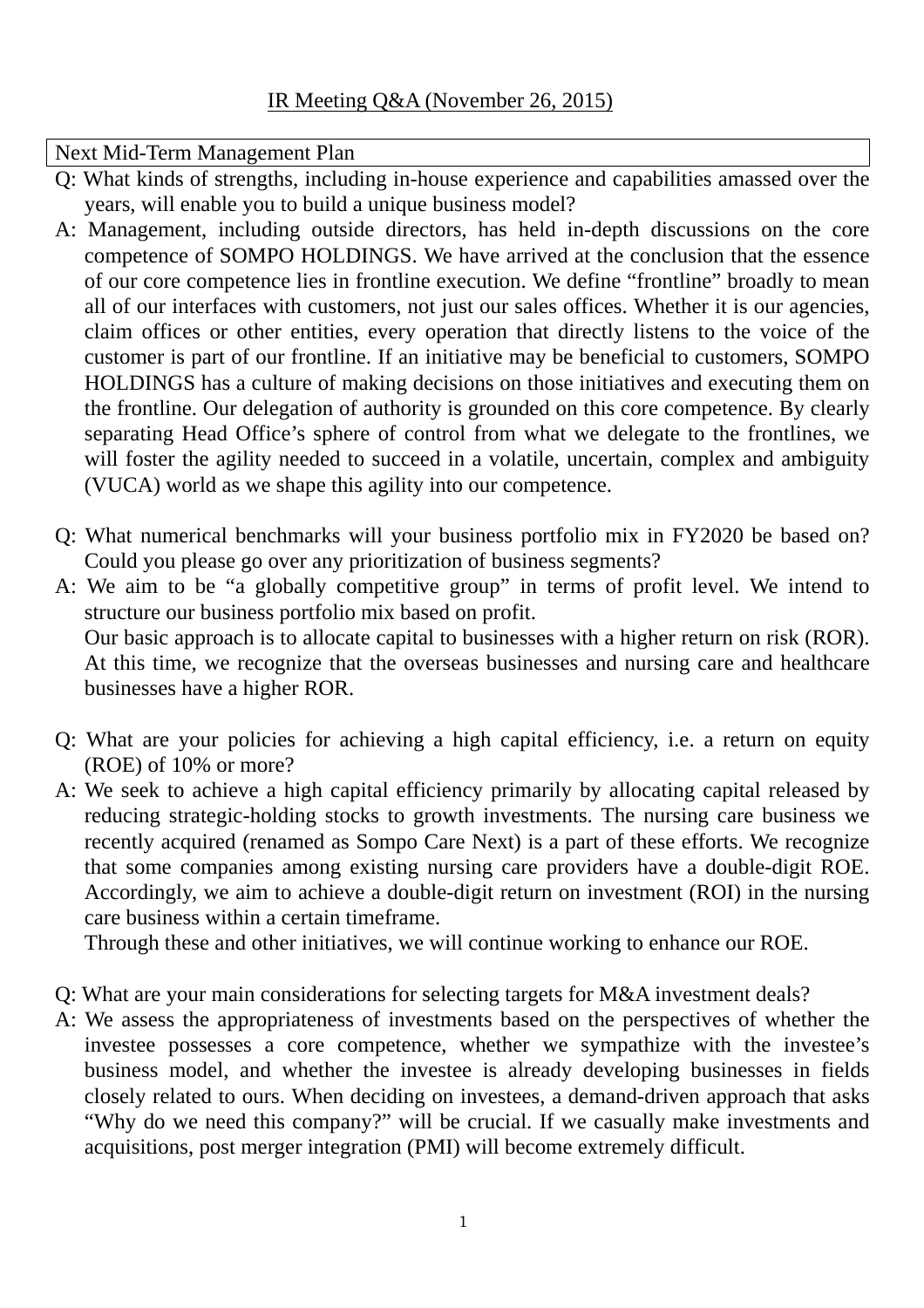# IR Meeting Q&A (November 26, 2015)

## Next Mid-Term Management Plan

Q: What kinds of strengths, including in-house experience and capabilities amassed over the years, will enable you to build a unique business model?

A: Management, including outside directors, has held in-depth discussions on the core competence of SOMPO HOLDINGS. We have arrived at the conclusion that the essence of our core competence lies in frontline execution. We define "frontline" broadly to mean all of our interfaces with customers, not just our sales offices. Whether it is our agencies, claim offices or other entities, every operation that directly listens to the voice of the customer is part of our frontline. If an initiative may be beneficial to customers, SOMPO HOLDINGS has a culture of making decisions on those initiatives and executing them on the frontline. Our delegation of authority is grounded on this core competence. By clearly separating Head Office's sphere of control from what we delegate to the frontlines, we will foster the agility needed to succeed in a volatile, uncertain, complex and ambiguity (VUCA) world as we shape this agility into our competence.

Q: What numerical benchmarks will your business portfolio mix in FY2020 be based on? Could you please go over any prioritization of business segments?

A: We aim to be "a globally competitive group" in terms of profit level. We intend to structure our business portfolio mix based on profit.
Our basic approach is to allocate capital to businesses with a higher return on risk (ROR). At this time, we recognize that the overseas businesses and nursing care and healthcare businesses have a higher ROR.

Q: What are your policies for achieving a high capital efficiency, i.e. a return on equity (ROE) of 10% or more?

A: We seek to achieve a high capital efficiency primarily by allocating capital released by reducing strategic-holding stocks to growth investments. The nursing care business we recently acquired (renamed as Sompo Care Next) is a part of these efforts. We recognize that some companies among existing nursing care providers have a double-digit ROE. Accordingly, we aim to achieve a double-digit return on investment (ROI) in the nursing care business within a certain timeframe.
Through these and other initiatives, we will continue working to enhance our ROE.

Q: What are your main considerations for selecting targets for M&A investment deals?

A: We assess the appropriateness of investments based on the perspectives of whether the investee possesses a core competence, whether we sympathize with the investee's business model, and whether the investee is already developing businesses in fields closely related to ours. When deciding on investees, a demand-driven approach that asks "Why do we need this company?" will be crucial. If we casually make investments and acquisitions, post merger integration (PMI) will become extremely difficult.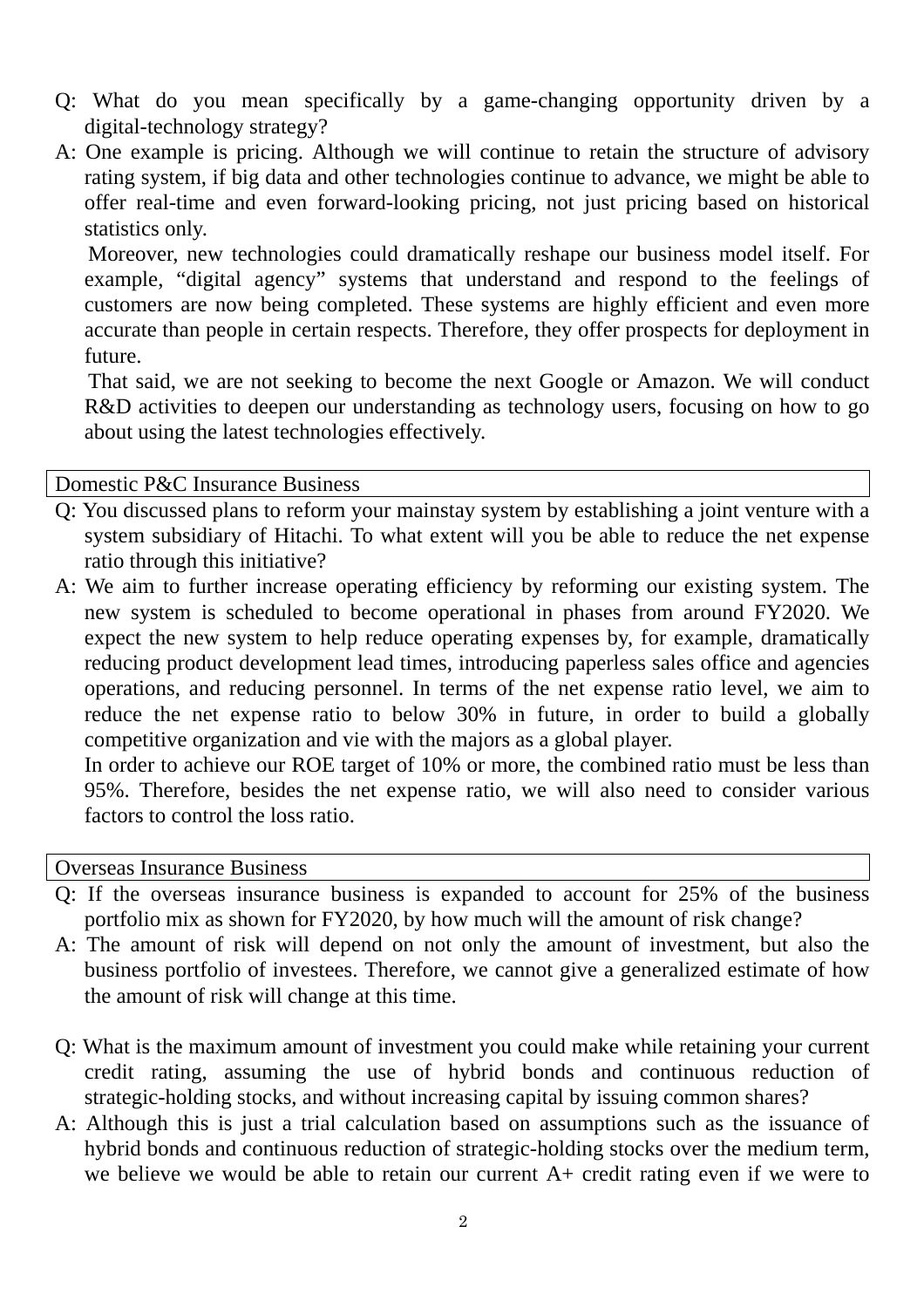Q: What do you mean specifically by a game-changing opportunity driven by a digital-technology strategy?

A: One example is pricing. Although we will continue to retain the structure of advisory rating system, if big data and other technologies continue to advance, we might be able to offer real-time and even forward-looking pricing, not just pricing based on historical statistics only.

Moreover, new technologies could dramatically reshape our business model itself. For example, "digital agency" systems that understand and respond to the feelings of customers are now being completed. These systems are highly efficient and even more accurate than people in certain respects. Therefore, they offer prospects for deployment in future.

That said, we are not seeking to become the next Google or Amazon. We will conduct R&D activities to deepen our understanding as technology users, focusing on how to go about using the latest technologies effectively.

## Domestic P&C Insurance Business

Q: You discussed plans to reform your mainstay system by establishing a joint venture with a system subsidiary of Hitachi. To what extent will you be able to reduce the net expense ratio through this initiative?

A: We aim to further increase operating efficiency by reforming our existing system. The new system is scheduled to become operational in phases from around FY2020. We expect the new system to help reduce operating expenses by, for example, dramatically reducing product development lead times, introducing paperless sales office and agencies operations, and reducing personnel. In terms of the net expense ratio level, we aim to reduce the net expense ratio to below 30% in future, in order to build a globally competitive organization and vie with the majors as a global player.

In order to achieve our ROE target of 10% or more, the combined ratio must be less than 95%. Therefore, besides the net expense ratio, we will also need to consider various factors to control the loss ratio.

## Overseas Insurance Business

Q: If the overseas insurance business is expanded to account for 25% of the business portfolio mix as shown for FY2020, by how much will the amount of risk change?

A: The amount of risk will depend on not only the amount of investment, but also the business portfolio of investees. Therefore, we cannot give a generalized estimate of how the amount of risk will change at this time.

Q: What is the maximum amount of investment you could make while retaining your current credit rating, assuming the use of hybrid bonds and continuous reduction of strategic-holding stocks, and without increasing capital by issuing common shares?

A: Although this is just a trial calculation based on assumptions such as the issuance of hybrid bonds and continuous reduction of strategic-holding stocks over the medium term, we believe we would be able to retain our current A+ credit rating even if we were to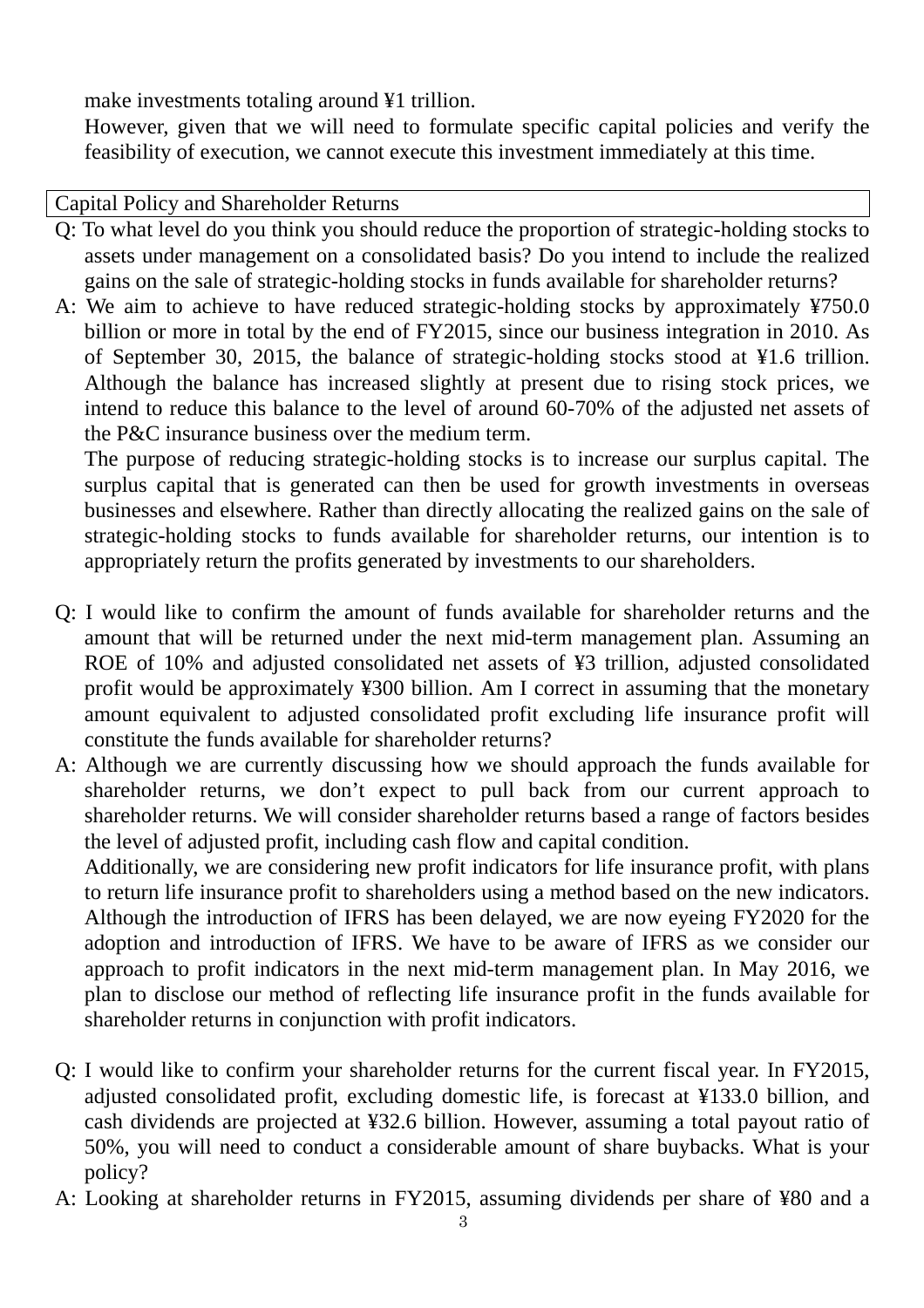make investments totaling around ¥1 trillion.

However, given that we will need to formulate specific capital policies and verify the feasibility of execution, we cannot execute this investment immediately at this time.

| Capital Policy and Shareholder Returns |
|---|

Q: To what level do you think you should reduce the proportion of strategic-holding stocks to assets under management on a consolidated basis? Do you intend to include the realized gains on the sale of strategic-holding stocks in funds available for shareholder returns?

A: We aim to achieve to have reduced strategic-holding stocks by approximately ¥750.0 billion or more in total by the end of FY2015, since our business integration in 2010. As of September 30, 2015, the balance of strategic-holding stocks stood at ¥1.6 trillion. Although the balance has increased slightly at present due to rising stock prices, we intend to reduce this balance to the level of around 60-70% of the adjusted net assets of the P&C insurance business over the medium term.

The purpose of reducing strategic-holding stocks is to increase our surplus capital. The surplus capital that is generated can then be used for growth investments in overseas businesses and elsewhere. Rather than directly allocating the realized gains on the sale of strategic-holding stocks to funds available for shareholder returns, our intention is to appropriately return the profits generated by investments to our shareholders.

Q: I would like to confirm the amount of funds available for shareholder returns and the amount that will be returned under the next mid-term management plan. Assuming an ROE of 10% and adjusted consolidated net assets of ¥3 trillion, adjusted consolidated profit would be approximately ¥300 billion. Am I correct in assuming that the monetary amount equivalent to adjusted consolidated profit excluding life insurance profit will constitute the funds available for shareholder returns?

A: Although we are currently discussing how we should approach the funds available for shareholder returns, we don’t expect to pull back from our current approach to shareholder returns. We will consider shareholder returns based a range of factors besides the level of adjusted profit, including cash flow and capital condition.

Additionally, we are considering new profit indicators for life insurance profit, with plans to return life insurance profit to shareholders using a method based on the new indicators. Although the introduction of IFRS has been delayed, we are now eyeing FY2020 for the adoption and introduction of IFRS. We have to be aware of IFRS as we consider our approach to profit indicators in the next mid-term management plan. In May 2016, we plan to disclose our method of reflecting life insurance profit in the funds available for shareholder returns in conjunction with profit indicators.

Q: I would like to confirm your shareholder returns for the current fiscal year. In FY2015, adjusted consolidated profit, excluding domestic life, is forecast at ¥133.0 billion, and cash dividends are projected at ¥32.6 billion. However, assuming a total payout ratio of 50%, you will need to conduct a considerable amount of share buybacks. What is your policy?

A: Looking at shareholder returns in FY2015, assuming dividends per share of ¥80 and a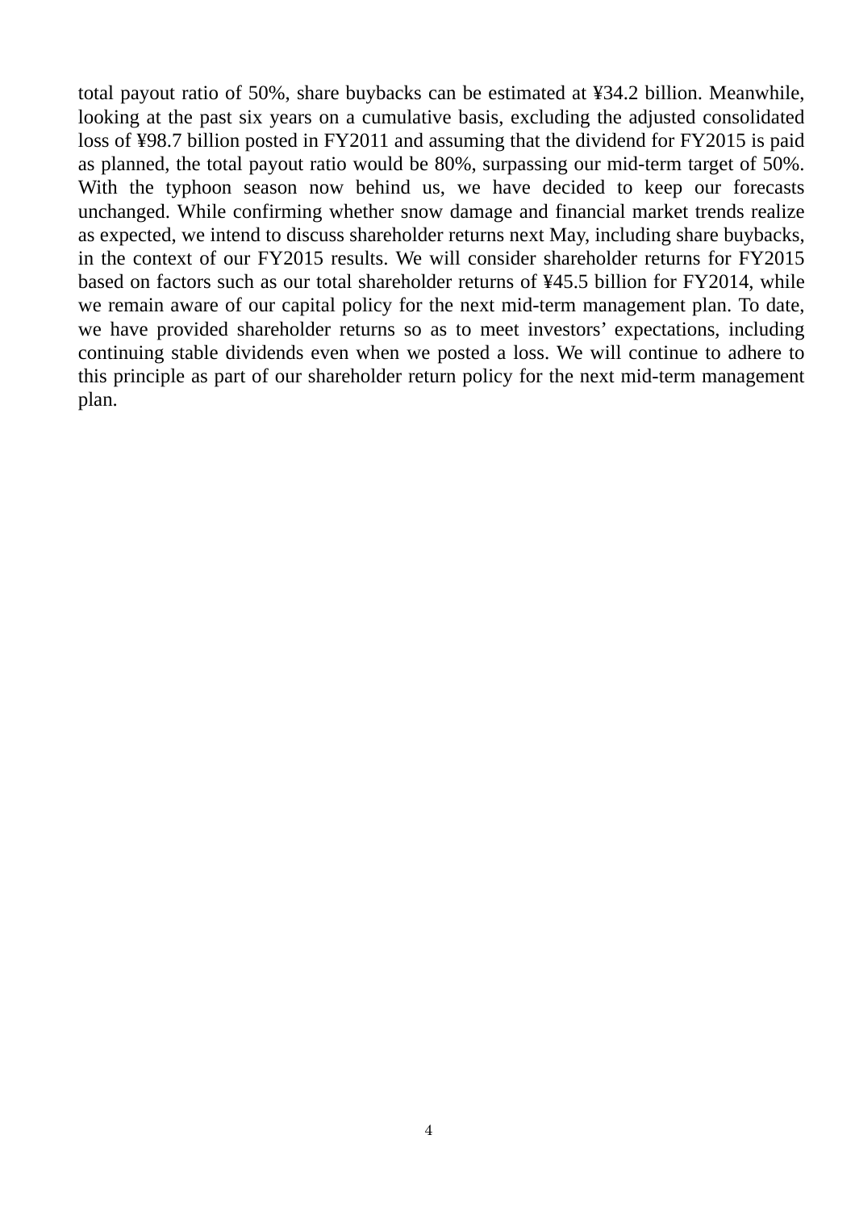total payout ratio of 50%, share buybacks can be estimated at ¥34.2 billion. Meanwhile, looking at the past six years on a cumulative basis, excluding the adjusted consolidated loss of ¥98.7 billion posted in FY2011 and assuming that the dividend for FY2015 is paid as planned, the total payout ratio would be 80%, surpassing our mid-term target of 50%. With the typhoon season now behind us, we have decided to keep our forecasts unchanged. While confirming whether snow damage and financial market trends realize as expected, we intend to discuss shareholder returns next May, including share buybacks, in the context of our FY2015 results. We will consider shareholder returns for FY2015 based on factors such as our total shareholder returns of ¥45.5 billion for FY2014, while we remain aware of our capital policy for the next mid-term management plan. To date, we have provided shareholder returns so as to meet investors' expectations, including continuing stable dividends even when we posted a loss. We will continue to adhere to this principle as part of our shareholder return policy for the next mid-term management plan.